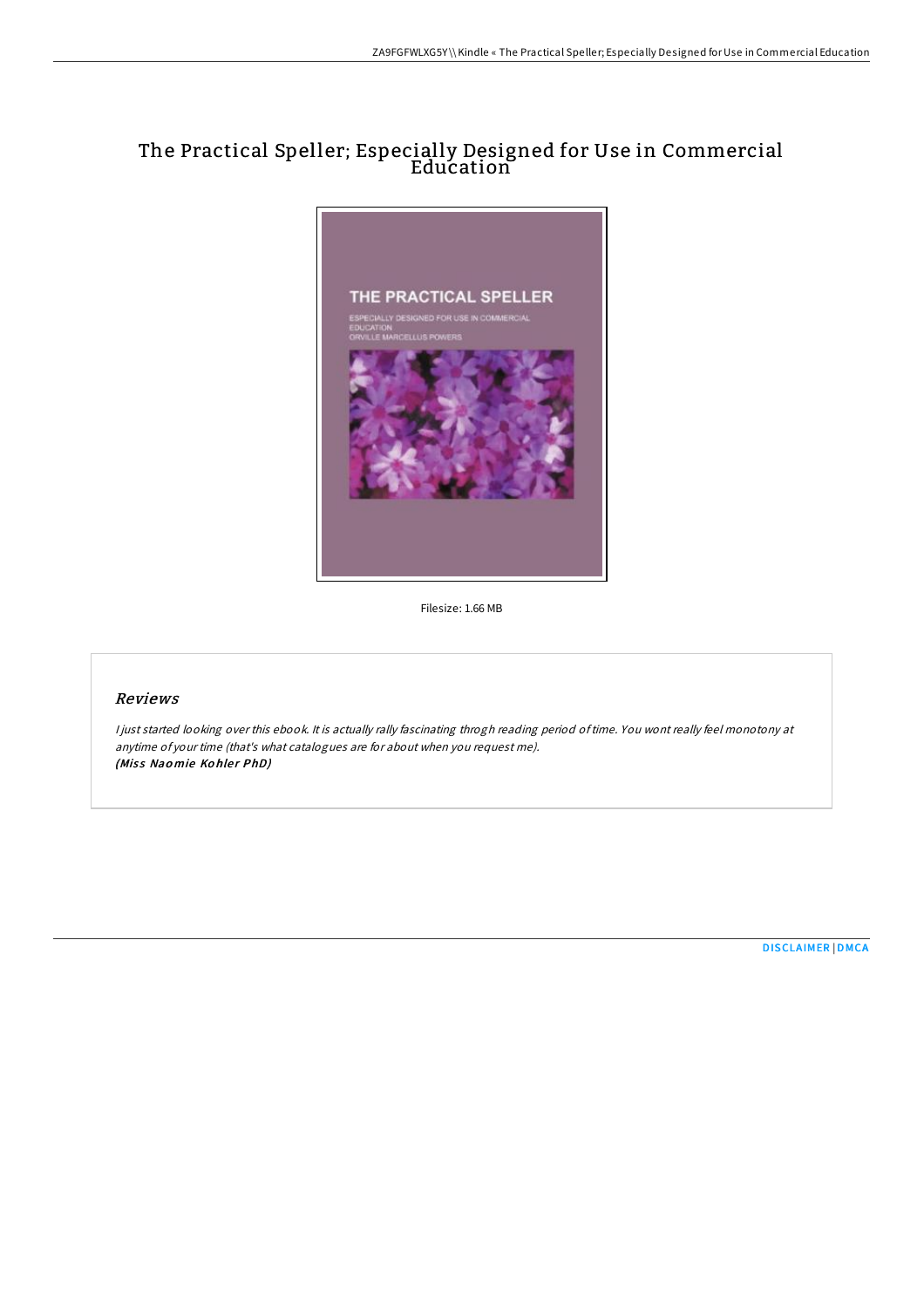# The Practical Speller; Especially Designed for Use in Commercial Education

Filesize: 1.66 MB

## Reviews

*I just started looking over this ebook. It is actually rally fascinating throgh reading period of time. You wont really feel monotony at anytime of your time (that's what catalogues are for about when you request me).*
***(Miss Naomie Kohler PhD)***

DISCLAIMER | DMCA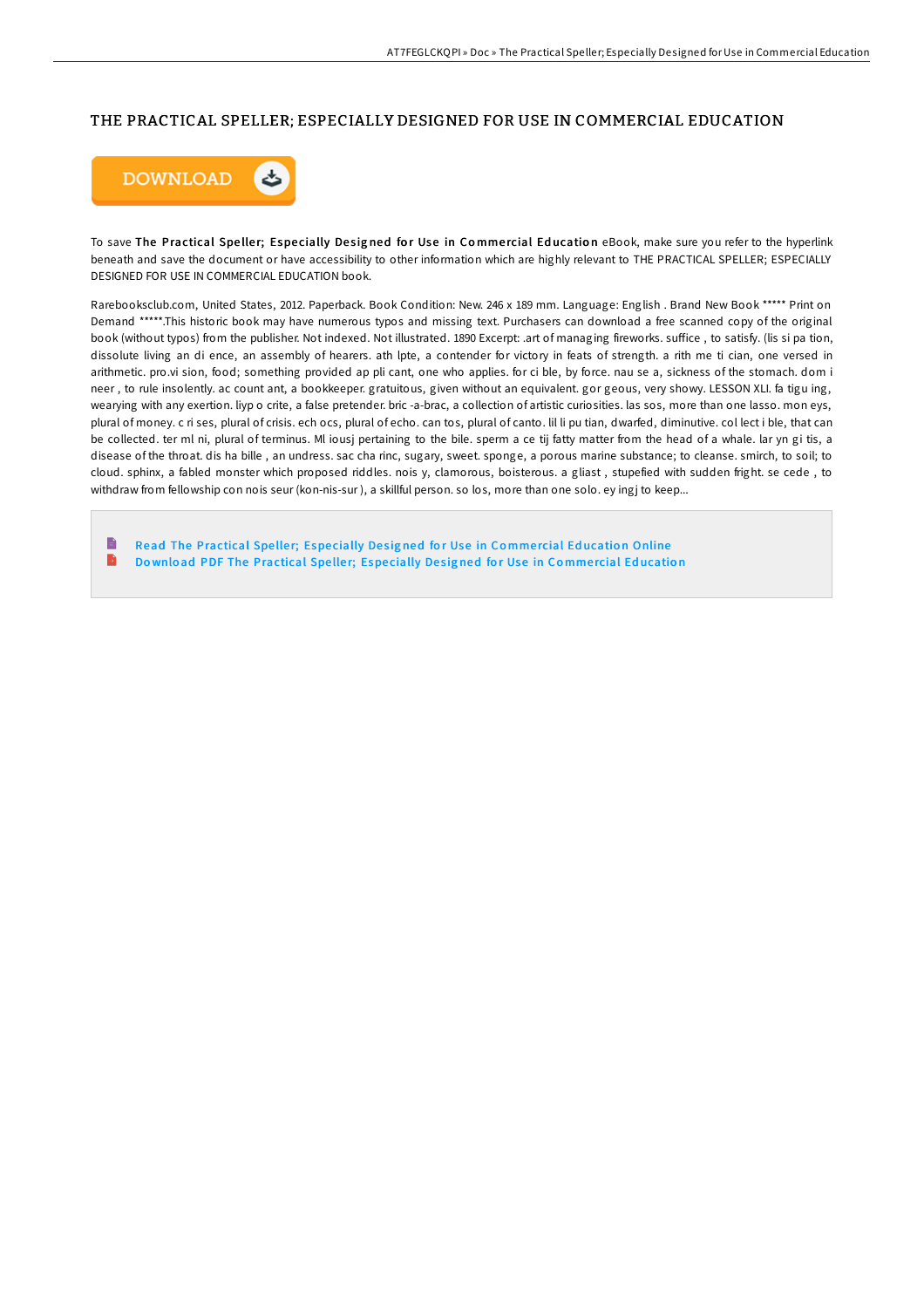# THE PRACTICAL SPELLER; ESPECIALLY DESIGNED FOR USE IN COMMERCIAL EDUCATION

DOWNLOAD

To save **The Practical Speller; Especially Designed for Use in Commercial Education** eBook, make sure you refer to the hyperlink beneath and save the document or have accessibility to other information which are highly relevant to THE PRACTICAL SPELLER; ESPECIALLY DESIGNED FOR USE IN COMMERCIAL EDUCATION book.

Rarebooksclub.com, United States, 2012. Paperback. Book Condition: New. 246 x 189 mm. Language: English . Brand New Book ***** Print on Demand *****.This historic book may have numerous typos and missing text. Purchasers can download a free scanned copy of the original book (without typos) from the publisher. Not indexed. Not illustrated. 1890 Excerpt: .art of managing fireworks. suffice , to satisfy. (lis si pa tion, dissolute living an di ence, an assembly of hearers. ath lpte, a contender for victory in feats of strength. a rith me ti cian, one versed in arithmetic. pro.vi sion, food; something provided ap pli cant, one who applies. for ci ble, by force. nau se a, sickness of the stomach. dom i neer , to rule insolently. ac count ant, a bookkeeper. gratuitous, given without an equivalent. gor geous, very showy. LESSON XLI. fa tigu ing, wearying with any exertion. liyp o crite, a false pretender. bric -a-brac, a collection of artistic curiosities. las sos, more than one lasso. mon eys, plural of money. c ri ses, plural of crisis. ech ocs, plural of echo. can tos, plural of canto. lil li pu tian, dwarfed, diminutive. col lect i ble, that can be collected. ter ml ni, plural of terminus. Ml iousj pertaining to the bile. sperm a ce tij fatty matter from the head of a whale. lar yn gi tis, a disease of the throat. dis ha bille , an undress. sac cha rinc, sugary, sweet. sponge, a porous marine substance; to cleanse. smirch, to soil; to cloud. sphinx, a fabled monster which proposed riddles. nois y, clamorous, boisterous. a gliast , stupefied with sudden fright. se cede , to withdraw from fellowship con nois seur (kon-nis-sur ), a skillful person. so los, more than one solo. ey ingj to keep...

- Read The Practical Speller; Especially Designed for Use in Commercial Education Online
- Download PDF The Practical Speller; Especially Designed for Use in Commercial Education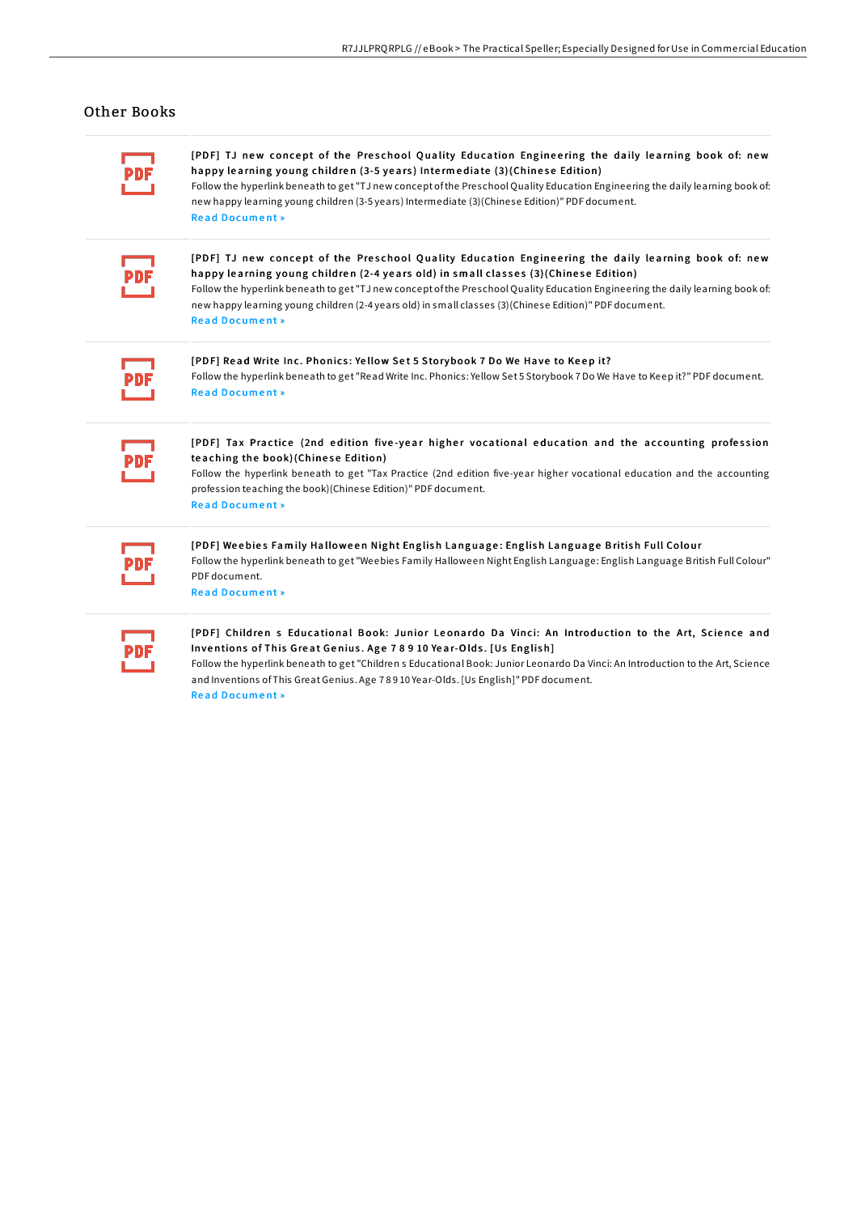## Other Books

[PDF] TJ new concept of the Preschool Quality Education Engineering the daily learning book of: new happy learning young children (3-5 years) Intermediate (3)(Chinese Edition)
Follow the hyperlink beneath to get "TJ new concept of the Preschool Quality Education Engineering the daily learning book of: new happy learning young children (3-5 years) Intermediate (3)(Chinese Edition)" PDF document.
Read Document »

[PDF] TJ new concept of the Preschool Quality Education Engineering the daily learning book of: new happy learning young children (2-4 years old) in small classes (3)(Chinese Edition)
Follow the hyperlink beneath to get "TJ new concept of the Preschool Quality Education Engineering the daily learning book of: new happy learning young children (2-4 years old) in small classes (3)(Chinese Edition)" PDF document.
Read Document »

[PDF] Read Write Inc. Phonics: Yellow Set 5 Storybook 7 Do We Have to Keep it?
Follow the hyperlink beneath to get "Read Write Inc. Phonics: Yellow Set 5 Storybook 7 Do We Have to Keep it?" PDF document.
Read Document »

[PDF] Tax Practice (2nd edition five-year higher vocational education and the accounting profession teaching the book)(Chinese Edition)
Follow the hyperlink beneath to get "Tax Practice (2nd edition five-year higher vocational education and the accounting profession teaching the book)(Chinese Edition)" PDF document.
Read Document »

[PDF] Weebies Family Halloween Night English Language: English Language British Full Colour
Follow the hyperlink beneath to get "Weebies Family Halloween Night English Language: English Language British Full Colour" PDF document.
Read Document »

[PDF] Children s Educational Book: Junior Leonardo Da Vinci: An Introduction to the Art, Science and Inventions of This Great Genius. Age 7 8 9 10 Year-Olds. [Us English]
Follow the hyperlink beneath to get "Children s Educational Book: Junior Leonardo Da Vinci: An Introduction to the Art, Science and Inventions of This Great Genius. Age 7 8 9 10 Year-Olds. [Us English]" PDF document.
Read Document »